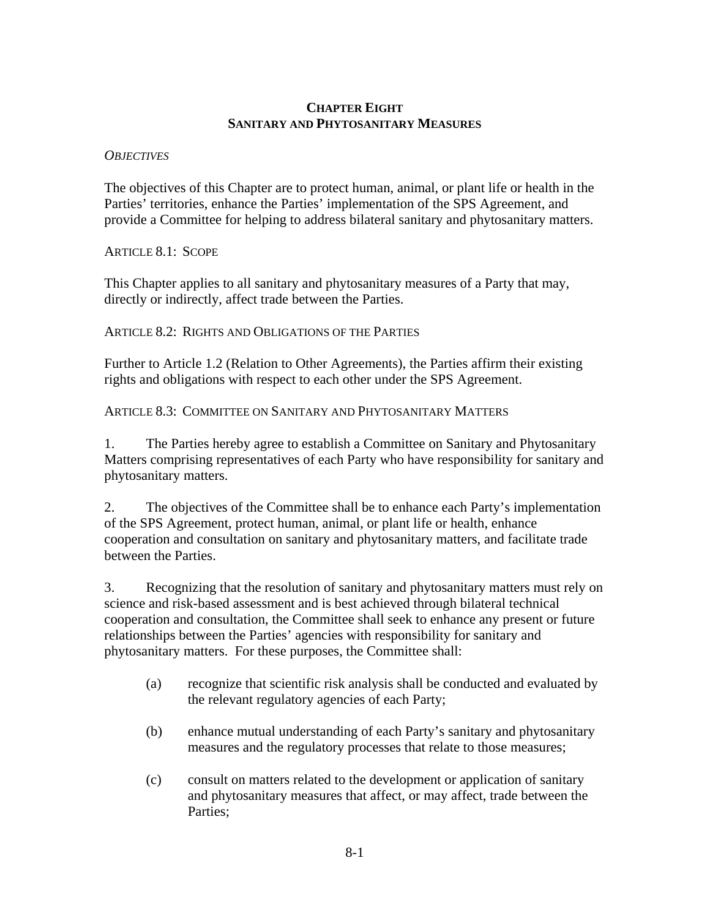# CHAPTER EIGHT
# SANITARY AND PHYTOSANITARY MEASURES

*OBJECTIVES*

The objectives of this Chapter are to protect human, animal, or plant life or health in the Parties' territories, enhance the Parties' implementation of the SPS Agreement, and provide a Committee for helping to address bilateral sanitary and phytosanitary matters.

ARTICLE 8.1: SCOPE

This Chapter applies to all sanitary and phytosanitary measures of a Party that may, directly or indirectly, affect trade between the Parties.

ARTICLE 8.2: RIGHTS AND OBLIGATIONS OF THE PARTIES

Further to Article 1.2 (Relation to Other Agreements), the Parties affirm their existing rights and obligations with respect to each other under the SPS Agreement.

ARTICLE 8.3: COMMITTEE ON SANITARY AND PHYTOSANITARY MATTERS

1. The Parties hereby agree to establish a Committee on Sanitary and Phytosanitary Matters comprising representatives of each Party who have responsibility for sanitary and phytosanitary matters.

2. The objectives of the Committee shall be to enhance each Party's implementation of the SPS Agreement, protect human, animal, or plant life or health, enhance cooperation and consultation on sanitary and phytosanitary matters, and facilitate trade between the Parties.

3. Recognizing that the resolution of sanitary and phytosanitary matters must rely on science and risk-based assessment and is best achieved through bilateral technical cooperation and consultation, the Committee shall seek to enhance any present or future relationships between the Parties' agencies with responsibility for sanitary and phytosanitary matters. For these purposes, the Committee shall:

(a) recognize that scientific risk analysis shall be conducted and evaluated by the relevant regulatory agencies of each Party;

(b) enhance mutual understanding of each Party's sanitary and phytosanitary measures and the regulatory processes that relate to those measures;

(c) consult on matters related to the development or application of sanitary and phytosanitary measures that affect, or may affect, trade between the Parties;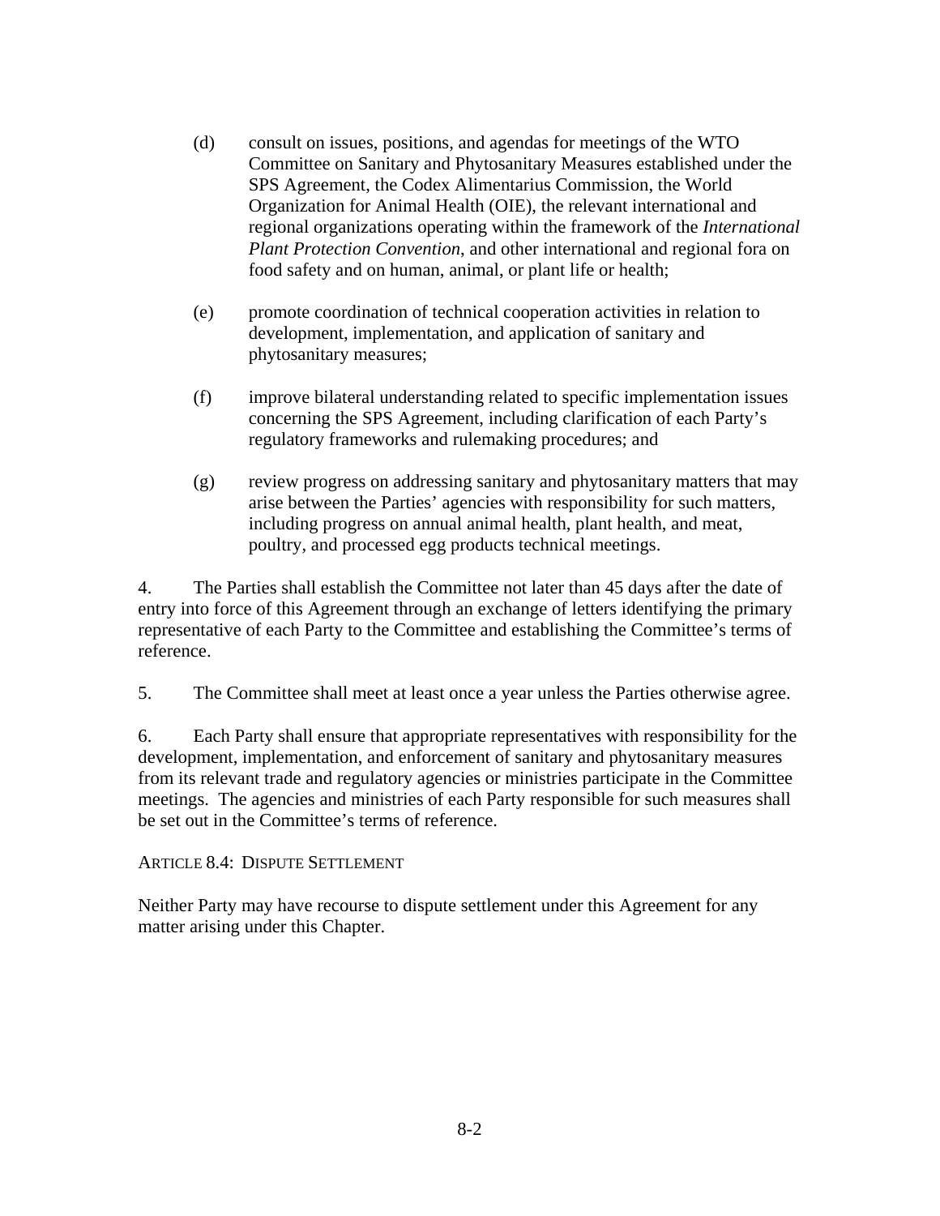(d) consult on issues, positions, and agendas for meetings of the WTO Committee on Sanitary and Phytosanitary Measures established under the SPS Agreement, the Codex Alimentarius Commission, the World Organization for Animal Health (OIE), the relevant international and regional organizations operating within the framework of the *International Plant Protection Convention*, and other international and regional fora on food safety and on human, animal, or plant life or health;

(e) promote coordination of technical cooperation activities in relation to development, implementation, and application of sanitary and phytosanitary measures;

(f) improve bilateral understanding related to specific implementation issues concerning the SPS Agreement, including clarification of each Party's regulatory frameworks and rulemaking procedures; and

(g) review progress on addressing sanitary and phytosanitary matters that may arise between the Parties' agencies with responsibility for such matters, including progress on annual animal health, plant health, and meat, poultry, and processed egg products technical meetings.

4. The Parties shall establish the Committee not later than 45 days after the date of entry into force of this Agreement through an exchange of letters identifying the primary representative of each Party to the Committee and establishing the Committee's terms of reference.

5. The Committee shall meet at least once a year unless the Parties otherwise agree.

6. Each Party shall ensure that appropriate representatives with responsibility for the development, implementation, and enforcement of sanitary and phytosanitary measures from its relevant trade and regulatory agencies or ministries participate in the Committee meetings. The agencies and ministries of each Party responsible for such measures shall be set out in the Committee's terms of reference.

ARTICLE 8.4: DISPUTE SETTLEMENT

Neither Party may have recourse to dispute settlement under this Agreement for any matter arising under this Chapter.